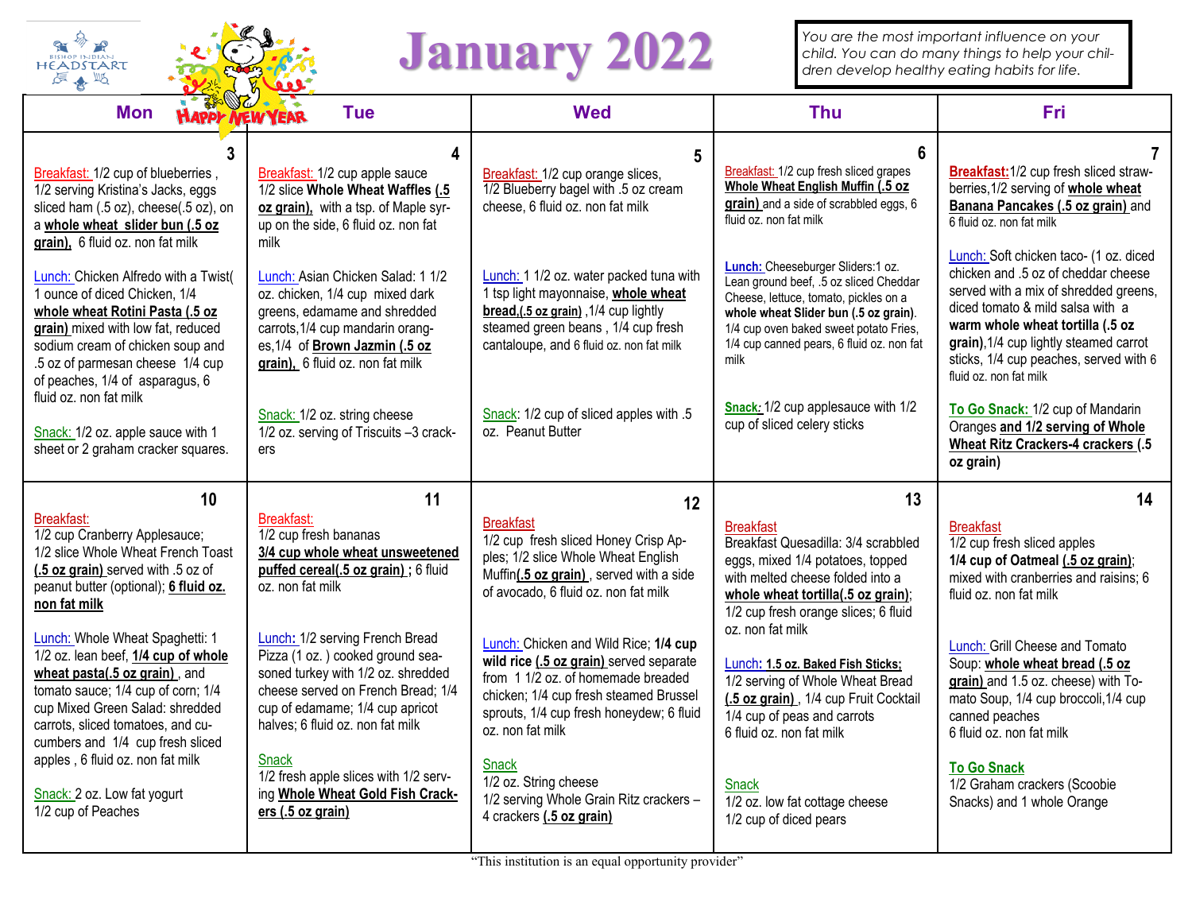# January 2022

BISHOP INDIAN HEADSTART

*You are the most important influence on your child. You can do many things to help your children develop healthy eating habits for life.*

| Mon | Tue | Wed | Thu | Fri |
|---|---|---|---|---|
| **3**<br>Breakfast: 1/2 cup of blueberries , 1/2 serving Kristina's Jacks, eggs sliced ham (.5 oz), cheese(.5 oz), on a **whole wheat slider bun (.5 oz grain),** 6 fluid oz. non fat milk<br><br>Lunch: Chicken Alfredo with a Twist( 1 ounce of diced Chicken, 1/4 **whole wheat Rotini Pasta (.5 oz grain)** mixed with low fat, reduced sodium cream of chicken soup and .5 oz of parmesan cheese 1/4 cup of peaches, 1/4 of asparagus, 6 fluid oz. non fat milk<br><br>Snack: 1/2 oz. apple sauce with 1 sheet or 2 graham cracker squares. | **4**<br>Breakfast: 1/2 cup apple sauce 1/2 slice **Whole Wheat Waffles (.5 oz grain),** with a tsp. of Maple syrup on the side, 6 fluid oz. non fat milk<br><br>Lunch: Asian Chicken Salad: 1 1/2 oz. chicken, 1/4 cup mixed dark greens, edamame and shredded carrots,1/4 cup mandarin oranges,1/4 of **Brown Jazmin (.5 oz grain),** 6 fluid oz. non fat milk<br><br>Snack: 1/2 oz. string cheese 1/2 oz. serving of Triscuits –3 crackers | **5**<br>Breakfast: 1/2 cup orange slices, 1/2 Blueberry bagel with .5 oz cream cheese, 6 fluid oz. non fat milk<br><br>Lunch: 1 1/2 oz. water packed tuna with 1 tsp light mayonnaise, **whole wheat bread,(.5 oz grain)** ,1/4 cup lightly steamed green beans , 1/4 cup fresh cantaloupe, and 6 fluid oz. non fat milk<br><br>Snack: 1/2 cup of sliced apples with .5 oz. Peanut Butter | **6**<br>Breakfast: 1/2 cup fresh sliced grapes **Whole Wheat English Muffin (.5 oz grain)** and a side of scrabbled eggs, 6 fluid oz. non fat milk<br><br>**Lunch:** Cheeseburger Sliders:1 oz. Lean ground beef, .5 oz sliced Cheddar Cheese, lettuce, tomato, pickles on a **whole wheat Slider bun (.5 oz grain)**. 1/4 cup oven baked sweet potato Fries, 1/4 cup canned pears, 6 fluid oz. non fat milk<br><br>**Snack:** 1/2 cup applesauce with 1/2 cup of sliced celery sticks | **7**<br>**Breakfast:** 1/2 cup fresh sliced strawberries,1/2 serving of **whole wheat Banana Pancakes (.5 oz grain)** and 6 fluid oz. non fat milk<br><br>Lunch: Soft chicken taco- (1 oz. diced chicken and .5 oz of cheddar cheese served with a mix of shredded greens, diced tomato & mild salsa with a **warm whole wheat tortilla (.5 oz grain)**,1/4 cup lightly steamed carrot sticks, 1/4 cup peaches, served with 6 fluid oz. non fat milk<br><br>**To Go Snack:** 1/2 cup of Mandarin Oranges **and 1/2 serving of Whole Wheat Ritz Crackers-4 crackers (.5 oz grain)** |
| **10**<br>Breakfast:<br>1/2 cup Cranberry Applesauce; 1/2 slice Whole Wheat French Toast **(.5 oz grain)** served with .5 oz of peanut butter (optional); **6 fluid oz. non fat milk**<br><br>Lunch: Whole Wheat Spaghetti: 1 1/2 oz. lean beef, **1/4 cup of whole wheat pasta(.5 oz grain)** , and tomato sauce; 1/4 cup of corn; 1/4 cup Mixed Green Salad: shredded carrots, sliced tomatoes, and cucumbers and 1/4 cup fresh sliced apples , 6 fluid oz. non fat milk<br><br>Snack: 2 oz. Low fat yogurt 1/2 cup of Peaches | **11**<br>Breakfast:<br>1/2 cup fresh bananas **3/4 cup whole wheat unsweetened puffed cereal(.5 oz grain) ;** 6 fluid oz. non fat milk<br><br>**Lunch:** 1/2 serving French Bread Pizza (1 oz. ) cooked ground seasoned turkey with 1/2 oz. shredded cheese served on French Bread; 1/4 cup of edamame; 1/4 cup apricot halves; 6 fluid oz. non fat milk<br><br>Snack<br>1/2 fresh apple slices with 1/2 serving **Whole Wheat Gold Fish Crackers (.5 oz grain)** | **12**<br>Breakfast<br>1/2 cup fresh sliced Honey Crisp Apples; 1/2 slice Whole Wheat English Muffin**(.5 oz grain)** , served with a side of avocado, 6 fluid oz. non fat milk<br><br>Lunch: Chicken and Wild Rice; **1/4 cup wild rice (.5 oz grain)** served separate from 1 1/2 oz. of homemade breaded chicken; 1/4 cup fresh steamed Brussel sprouts, 1/4 cup fresh honeydew; 6 fluid oz. non fat milk<br><br>Snack<br>1/2 oz. String cheese<br>1/2 serving Whole Grain Ritz crackers – 4 crackers **(.5 oz grain)** | **13**<br>Breakfast<br>Breakfast Quesadilla: 3/4 scrabbled eggs, mixed 1/4 potatoes, topped with melted cheese folded into a **whole wheat tortilla(.5 oz grain)**; 1/2 cup fresh orange slices; 6 fluid oz. non fat milk<br><br>Lunch: **1.5 oz. Baked Fish Sticks;** 1/2 serving of Whole Wheat Bread **(.5 oz grain)** , 1/4 cup Fruit Cocktail 1/4 cup of peas and carrots<br>6 fluid oz. non fat milk<br><br>Snack<br>1/2 oz. low fat cottage cheese<br>1/2 cup of diced pears | **14**<br>Breakfast<br>1/2 cup fresh sliced apples **1/4 cup of Oatmeal (.5 oz grain)**; mixed with cranberries and raisins; 6 fluid oz. non fat milk<br><br>Lunch: Grill Cheese and Tomato Soup: **whole wheat bread (.5 oz grain)** and 1.5 oz. cheese) with Tomato Soup, 1/4 cup broccoli,1/4 cup canned peaches<br>6 fluid oz. non fat milk<br><br>**To Go Snack**<br>1/2 Graham crackers (Scoobie Snacks) and 1 whole Orange |

"This institution is an equal opportunity provider"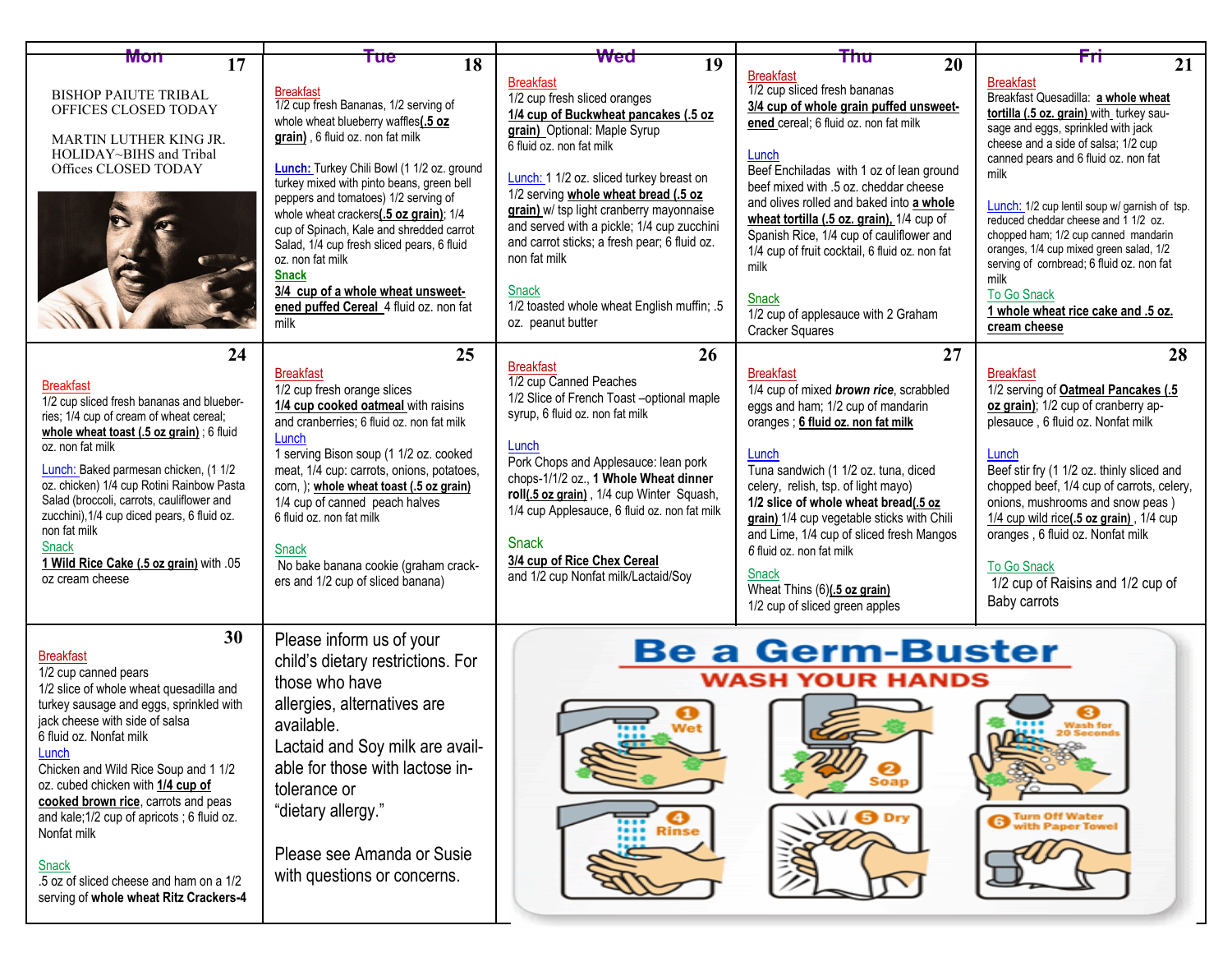| Mon | Tue | Wed | Thu | Fri |
|---|---|---|---|---|
| **17**<br>BISHOP PAIUTE TRIBAL OFFICES CLOSED TODAY<br><br>MARTIN LUTHER KING JR. HOLIDAY~BIHS and Tribal Offices CLOSED TODAY | **18**<br>Breakfast<br>1/2 cup fresh Bananas, 1/2 serving of whole wheat blueberry waffles**(.5 oz grain)** , 6 fluid oz. non fat milk<br><br>**Lunch:** Turkey Chili Bowl (1 1/2 oz. ground turkey mixed with pinto beans, green bell peppers and tomatoes) 1/2 serving of whole wheat crackers**(.5 oz grain)**; 1/4 cup of Spinach, Kale and shredded carrot Salad, 1/4 cup fresh sliced pears, 6 fluid oz. non fat milk<br>**Snack**<br>**3/4 cup of a whole wheat unsweetened puffed Cereal** 4 fluid oz. non fat milk | **19**<br>Breakfast<br>1/2 cup fresh sliced oranges<br>**1/4 cup of Buckwheat pancakes (.5 oz grain)** Optional: Maple Syrup<br>6 fluid oz. non fat milk<br><br>Lunch: 1 1/2 oz. sliced turkey breast on 1/2 serving **whole wheat bread (.5 oz grain)** w/ tsp light cranberry mayonnaise and served with a pickle; 1/4 cup zucchini and carrot sticks; a fresh pear; 6 fluid oz. non fat milk<br><br>Snack<br>1/2 toasted whole wheat English muffin; .5 oz. peanut butter | **20**<br>Breakfast<br>1/2 cup sliced fresh bananas<br>**3/4 cup of whole grain puffed unsweetened** cereal; 6 fluid oz. non fat milk<br><br>Lunch<br>Beef Enchiladas with 1 oz of lean ground beef mixed with .5 oz. cheddar cheese and olives rolled and baked into **a whole wheat tortilla (.5 oz. grain),** 1/4 cup of Spanish Rice, 1/4 cup of cauliflower and 1/4 cup of fruit cocktail, 6 fluid oz. non fat milk<br><br>Snack<br>1/2 cup of applesauce with 2 Graham Cracker Squares | **21**<br>Breakfast<br>Breakfast Quesadilla: **a whole wheat tortilla (.5 oz. grain)** with turkey sausage and eggs, sprinkled with jack cheese with a side of salsa; 1/2 cup canned pears and 6 fluid oz. non fat milk<br><br>Lunch: 1/2 cup lentil soup w/ garnish of tsp. reduced cheddar cheese and 1 1/2 oz. chopped ham; 1/2 cup canned mandarin oranges, 1/4 cup mixed green salad, 1/2 serving of cornbread; 6 fluid oz. non fat milk<br>To Go Snack<br>**1 whole wheat rice cake and .5 oz. cream cheese** |
| **24**<br>Breakfast<br>1/2 cup sliced fresh bananas and blueberries; 1/4 cup of cream of wheat cereal; **whole wheat toast (.5 oz grain)** ; 6 fluid oz. non fat milk<br><br>Lunch: Baked parmesan chicken, (1 1/2 oz. chicken) 1/4 cup Rotini Rainbow Pasta Salad (broccoli, carrots, cauliflower and zucchini),1/4 cup diced pears, 6 fluid oz. non fat milk<br>Snack<br>**1 Wild Rice Cake (.5 oz grain)** with .05 oz cream cheese | **25**<br>Breakfast<br>1/2 cup fresh orange slices<br>**1/4 cup cooked oatmeal** with raisins and cranberries; 6 fluid oz. non fat milk<br>Lunch<br>1 serving Bison soup (1 1/2 oz. cooked meat, 1/4 cup: carrots, onions, potatoes, corn, ); **whole wheat toast (.5 oz grain)**<br>1/4 cup of canned peach halves<br>6 fluid oz. non fat milk<br><br>Snack<br>No bake banana cookie (graham crackers and 1/2 cup of sliced banana) | **26**<br>Breakfast<br>1/2 cup Canned Peaches<br>1/2 Slice of French Toast –optional maple syrup, 6 fluid oz. non fat milk<br><br>Lunch<br>Pork Chops and Applesauce: lean pork chops-1/1/2 oz., **1 Whole Wheat dinner roll(.5 oz grain)** , 1/4 cup Winter Squash, 1/4 cup Applesauce, 6 fluid oz. non fat milk<br><br>Snack<br>**3/4 cup of Rice Chex Cereal**<br>and 1/2 cup Nonfat milk/Lactaid/Soy | **27**<br>Breakfast<br>1/4 cup of mixed ***brown rice***, scrabbled eggs and ham; 1/2 cup of mandarin oranges ; **6 fluid oz. non fat milk**<br><br>Lunch<br>Tuna sandwich (1 1/2 oz. tuna, diced celery, relish, tsp. of light mayo)<br>**1/2 slice of whole wheat bread(.5 oz grain)** 1/4 cup vegetable sticks with Chili and Lime, 1/4 cup of sliced fresh Mangos<br>*6* fluid oz. non fat milk<br><br>Snack<br>Wheat Thins (6)**(.5 oz grain)**<br>1/2 cup of sliced green apples | **28**<br>Breakfast<br>1/2 serving of **Oatmeal Pancakes (.5 oz grain)**; 1/2 cup of cranberry applesauce , 6 fluid oz. Nonfat milk<br><br>Lunch<br>Beef stir fry (1 1/2 oz. thinly sliced and chopped beef, 1/4 cup of carrots, celery, onions, mushrooms and snow peas )<br>**1/4 cup wild rice(.5 oz grain)** , 1/4 cup oranges , 6 fluid oz. Nonfat milk<br><br>To Go Snack<br>1/2 cup of Raisins and 1/2 cup of Baby carrots |
| **30**<br>Breakfast<br>1/2 cup canned pears<br>1/2 slice of whole wheat quesadilla and turkey sausage and eggs, sprinkled with jack cheese with side of salsa<br>6 fluid oz. Nonfat milk<br>Lunch<br>Chicken and Wild Rice Soup and 1 1/2 oz. cubed chicken with **1/4 cup of cooked brown rice**, carrots and peas and kale;1/2 cup of apricots ; 6 fluid oz. Nonfat milk<br><br>Snack<br>.5 oz of sliced cheese and ham on a 1/2 serving of **whole wheat Ritz Crackers-4** | Please inform us of your child's dietary restrictions. For those who have allergies, alternatives are available.<br>Lactaid and Soy milk are available for those with lactose intolerance or "dietary allergy."<br><br>Please see Amanda or Susie with questions or concerns. | **Be a Germ-Buster**<br>WASH YOUR HANDS<br>1 Wet<br>2 Soap<br>3 Wash for 20 Seconds<br>4 Rinse<br>5 Dry<br>6 Turn Off Water with Paper Towel | | |